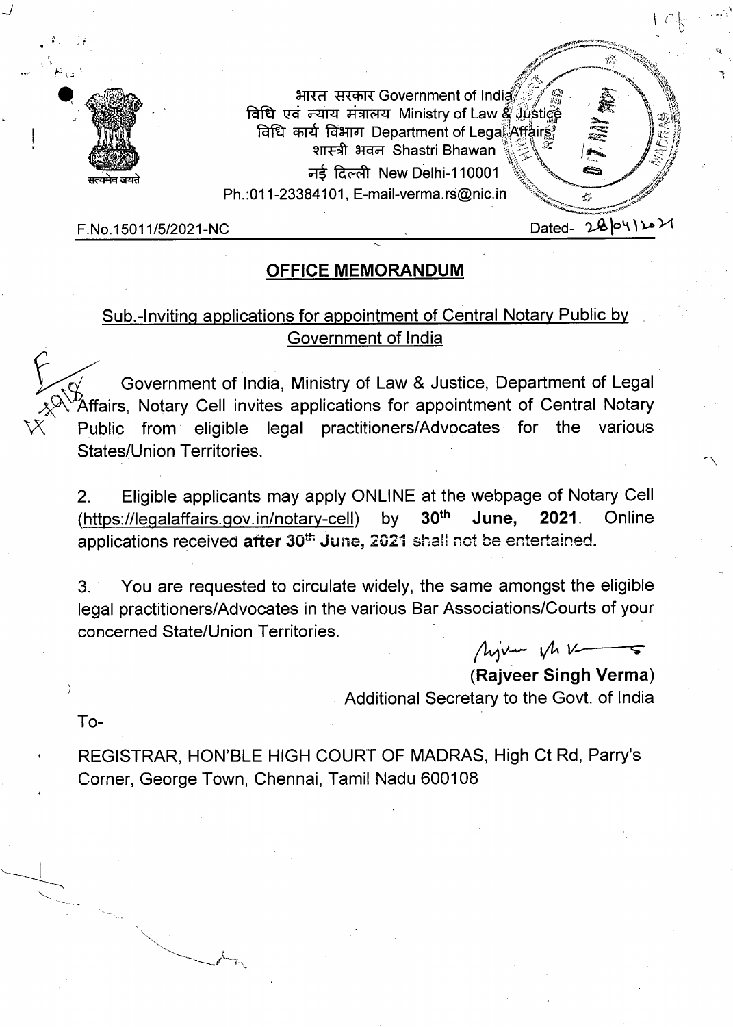भारत सरकार Government of India
विधि एवं न्याय मंत्रालय Ministry of Law & Justice
विधि कार्य विभाग Department of Legal Affairs
शास्त्री भवन Shastri Bhawan
नई दिल्ली New Delhi-110001
Ph.:011-23384101, E-mail-verma.rs@nic.in

F.No.15011/5/2021-NC

Dated- 28/04/2021

## OFFICE MEMORANDUM

Sub.-Inviting applications for appointment of Central Notary Public by Government of India

Government of India, Ministry of Law & Justice, Department of Legal Affairs, Notary Cell invites applications for appointment of Central Notary Public from eligible legal practitioners/Advocates for the various States/Union Territories.

2. Eligible applicants may apply ONLINE at the webpage of Notary Cell (https://legalaffairs.gov.in/notary-cell) by **30th June, 2021**. Online applications received **after 30th June, 2021** shall not be entertained.

3. You are requested to circulate widely, the same amongst the eligible legal practitioners/Advocates in the various Bar Associations/Courts of your concerned State/Union Territories.

**(Rajveer Singh Verma)**
Additional Secretary to the Govt. of India

To-

REGISTRAR, HON'BLE HIGH COURT OF MADRAS, High Ct Rd, Parry's Corner, George Town, Chennai, Tamil Nadu 600108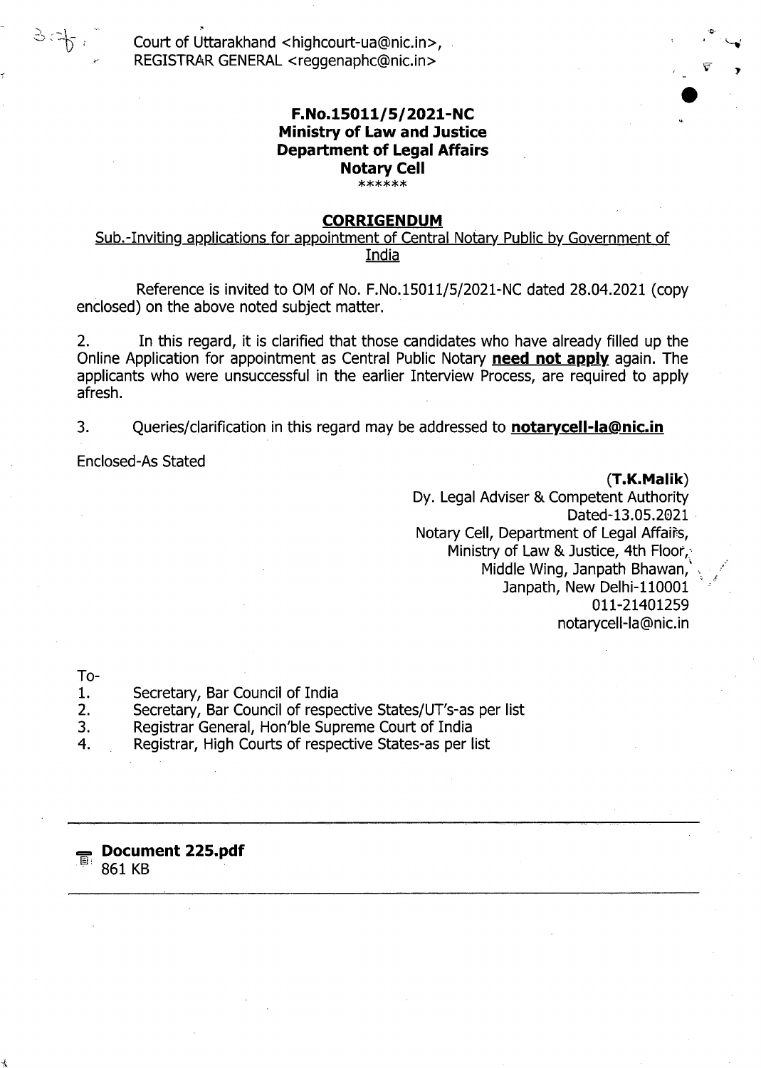Court of Uttarakhand <highcourt-ua@nic.in>,
REGISTRAR GENERAL <reggenaphc@nic.in>

**F.No.15011/5/2021-NC**
**Ministry of Law and Justice**
**Department of Legal Affairs**
**Notary Cell**
******

**CORRIGENDUM**

Sub.-Inviting applications for appointment of Central Notary Public by Government of India

Reference is invited to OM of No. F.No.15011/5/2021-NC dated 28.04.2021 (copy enclosed) on the above noted subject matter.

2. In this regard, it is clarified that those candidates who have already filled up the Online Application for appointment as Central Public Notary **need not apply** again. The applicants who were unsuccessful in the earlier Interview Process, are required to apply afresh.

3. Queries/clarification in this regard may be addressed to **notarycell-la@nic.in**

Enclosed-As Stated

**(T.K.Malik)**
Dy. Legal Adviser & Competent Authority
Dated-13.05.2021
Notary Cell, Department of Legal Affairs,
Ministry of Law & Justice, 4th Floor,
Middle Wing, Janpath Bhawan,
Janpath, New Delhi-110001
011-21401259
notarycell-la@nic.in

To-

1. Secretary, Bar Council of India
2. Secretary, Bar Council of respective States/UT's-as per list
3. Registrar General, Hon'ble Supreme Court of India
4. Registrar, High Courts of respective States-as per list

**Document 225.pdf**
861 KB